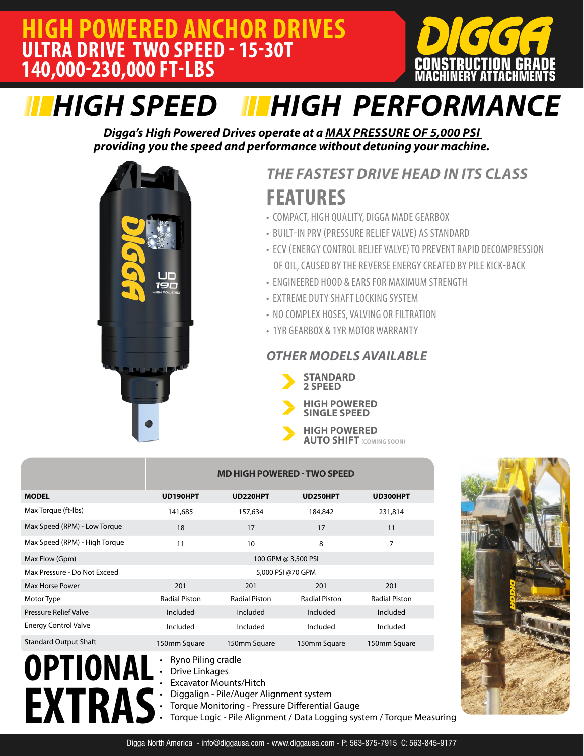# HIGH POWERED ANCHOR DRIVES
## ULTRA DRIVE TWO SPEED - 15-30T
## 140,000-230,000 FT-LBS

**DIGGA**
CONSTRUCTION GRADE MACHINERY ATTACHMENTS

# HIGH SPEED HIGH PERFORMANCE

***Digga's High Powered Drives operate at a MAX PRESSURE OF 5,000 PSI providing you the speed and performance without detuning your machine.***

### *THE FASTEST DRIVE HEAD IN ITS CLASS*

## FEATURES

- COMPACT, HIGH QUALITY, DIGGA MADE GEARBOX
- BUILT-IN PRV (PRESSURE RELIEF VALVE) AS STANDARD
- ECV (ENERGY CONTROL RELIEF VALVE) TO PREVENT RAPID DECOMPRESSION OF OIL, CAUSED BY THE REVERSE ENERGY CREATED BY PILE KICK-BACK
- ENGINEERED HOOD & EARS FOR MAXIMUM STRENGTH
- EXTREME DUTY SHAFT LOCKING SYSTEM
- NO COMPLEX HOSES, VALVING OR FILTRATION
- 1YR GEARBOX & 1YR MOTOR WARRANTY

### *OTHER MODELS AVAILABLE*

- **STANDARD 2 SPEED**
- **HIGH POWERED SINGLE SPEED**
- **HIGH POWERED AUTO SHIFT** (COMING SOON)

| | MD HIGH POWERED - TWO SPEED | | | |
|---|---|---|---|---|
| **MODEL** | **UD190HPT** | **UD220HPT** | **UD250HPT** | **UD300HPT** |
| Max Torque (ft-lbs) | 141,685 | 157,634 | 184,842 | 231,814 |
| Max Speed (RPM) - Low Torque | 18 | 17 | 17 | 11 |
| Max Speed (RPM) - High Torque | 11 | 10 | 8 | 7 |
| Max Flow (Gpm) | 100 GPM @ 3,500 PSI | | | |
| Max Pressure - Do Not Exceed | 5,000 PSI @70 GPM | | | |
| Max Horse Power | 201 | 201 | 201 | 201 |
| Motor Type | Radial Piston | Radial Piston | Radial Piston | Radial Piston |
| Pressure Relief Valve | Included | Included | Included | Included |
| Energy Control Valve | Included | Included | Included | Included |
| Standard Output Shaft | 150mm Square | 150mm Square | 150mm Square | 150mm Square |

## OPTIONAL EXTRAS

- Ryno Piling cradle
- Drive Linkages
- Excavator Mounts/Hitch
- Diggalign - Pile/Auger Alignment system
- Torque Monitoring - Pressure Differential Gauge
- Torque Logic - Pile Alignment / Data Logging system / Torque Measuring

Digga North America - info@diggausa.com - www.diggausa.com - P: 563-875-7915 C: 563-845-9177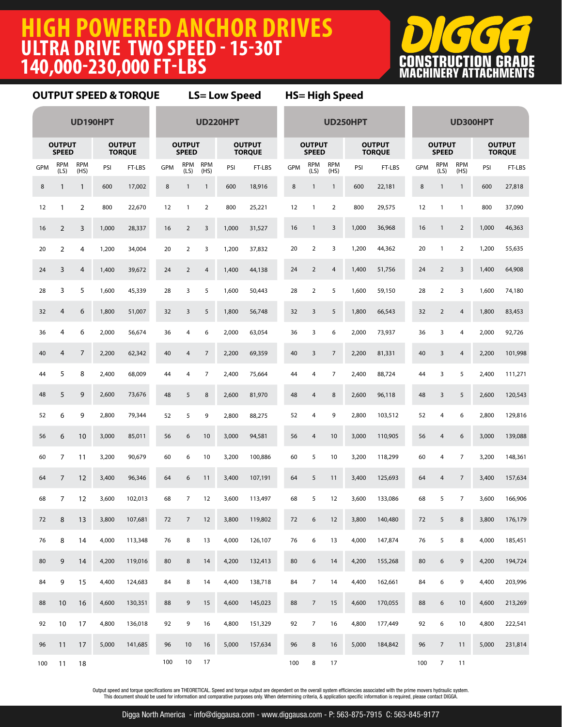# HIGH POWERED ANCHOR DRIVES
## ULTRA DRIVE TWO SPEED - 15-30T
## 140,000-230,000 FT-LBS

**DIGGA**
CONSTRUCTION GRADE MACHINERY ATTACHMENTS

**OUTPUT SPEED & TORQUE** **LS= Low Speed** **HS= High Speed**

| UD190HPT | | | | | UD220HPT | | | | | UD250HPT | | | | | UD300HPT | | | | |
|---|---|---|---|---|---|---|---|---|---|---|---|---|---|---|---|---|---|---|---|
| OUTPUT SPEED | | | OUTPUT TORQUE | | OUTPUT SPEED | | | OUTPUT TORQUE | | OUTPUT SPEED | | | OUTPUT TORQUE | | OUTPUT SPEED | | | OUTPUT TORQUE | |
| GPM | RPM (LS) | RPM (HS) | PSI | FT-LBS | GPM | RPM (LS) | RPM (HS) | PSI | FT-LBS | GPM | RPM (LS) | RPM (HS) | PSI | FT-LBS | GPM | RPM (LS) | RPM (HS) | PSI | FT-LBS |
| 8 | 1 | 1 | 600 | 17,002 | 8 | 1 | 1 | 600 | 18,916 | 8 | 1 | 1 | 600 | 22,181 | 8 | 1 | 1 | 600 | 27,818 |
| 12 | 1 | 2 | 800 | 22,670 | 12 | 1 | 2 | 800 | 25,221 | 12 | 1 | 2 | 800 | 29,575 | 12 | 1 | 1 | 800 | 37,090 |
| 16 | 2 | 3 | 1,000 | 28,337 | 16 | 2 | 3 | 1,000 | 31,527 | 16 | 1 | 3 | 1,000 | 36,968 | 16 | 1 | 2 | 1,000 | 46,363 |
| 20 | 2 | 4 | 1,200 | 34,004 | 20 | 2 | 3 | 1,200 | 37,832 | 20 | 2 | 3 | 1,200 | 44,362 | 20 | 1 | 2 | 1,200 | 55,635 |
| 24 | 3 | 4 | 1,400 | 39,672 | 24 | 2 | 4 | 1,400 | 44,138 | 24 | 2 | 4 | 1,400 | 51,756 | 24 | 2 | 3 | 1,400 | 64,908 |
| 28 | 3 | 5 | 1,600 | 45,339 | 28 | 3 | 5 | 1,600 | 50,443 | 28 | 2 | 5 | 1,600 | 59,150 | 28 | 2 | 3 | 1,600 | 74,180 |
| 32 | 4 | 6 | 1,800 | 51,007 | 32 | 3 | 5 | 1,800 | 56,748 | 32 | 3 | 5 | 1,800 | 66,543 | 32 | 2 | 4 | 1,800 | 83,453 |
| 36 | 4 | 6 | 2,000 | 56,674 | 36 | 4 | 6 | 2,000 | 63,054 | 36 | 3 | 6 | 2,000 | 73,937 | 36 | 3 | 4 | 2,000 | 92,726 |
| 40 | 4 | 7 | 2,200 | 62,342 | 40 | 4 | 7 | 2,200 | 69,359 | 40 | 3 | 7 | 2,200 | 81,331 | 40 | 3 | 4 | 2,200 | 101,998 |
| 44 | 5 | 8 | 2,400 | 68,009 | 44 | 4 | 7 | 2,400 | 75,664 | 44 | 4 | 7 | 2,400 | 88,724 | 44 | 3 | 5 | 2,400 | 111,271 |
| 48 | 5 | 9 | 2,600 | 73,676 | 48 | 5 | 8 | 2,600 | 81,970 | 48 | 4 | 8 | 2,600 | 96,118 | 48 | 3 | 5 | 2,600 | 120,543 |
| 52 | 6 | 9 | 2,800 | 79,344 | 52 | 5 | 9 | 2,800 | 88,275 | 52 | 4 | 9 | 2,800 | 103,512 | 52 | 4 | 6 | 2,800 | 129,816 |
| 56 | 6 | 10 | 3,000 | 85,011 | 56 | 6 | 10 | 3,000 | 94,581 | 56 | 4 | 10 | 3,000 | 110,905 | 56 | 4 | 6 | 3,000 | 139,088 |
| 60 | 7 | 11 | 3,200 | 90,679 | 60 | 6 | 10 | 3,200 | 100,886 | 60 | 5 | 10 | 3,200 | 118,299 | 60 | 4 | 7 | 3,200 | 148,361 |
| 64 | 7 | 12 | 3,400 | 96,346 | 64 | 6 | 11 | 3,400 | 107,191 | 64 | 5 | 11 | 3,400 | 125,693 | 64 | 4 | 7 | 3,400 | 157,634 |
| 68 | 7 | 12 | 3,600 | 102,013 | 68 | 7 | 12 | 3,600 | 113,497 | 68 | 5 | 12 | 3,600 | 133,086 | 68 | 5 | 7 | 3,600 | 166,906 |
| 72 | 8 | 13 | 3,800 | 107,681 | 72 | 7 | 12 | 3,800 | 119,802 | 72 | 6 | 12 | 3,800 | 140,480 | 72 | 5 | 8 | 3,800 | 176,179 |
| 76 | 8 | 14 | 4,000 | 113,348 | 76 | 8 | 13 | 4,000 | 126,107 | 76 | 6 | 13 | 4,000 | 147,874 | 76 | 5 | 8 | 4,000 | 185,451 |
| 80 | 9 | 14 | 4,200 | 119,016 | 80 | 8 | 14 | 4,200 | 132,413 | 80 | 6 | 14 | 4,200 | 155,268 | 80 | 6 | 9 | 4,200 | 194,724 |
| 84 | 9 | 15 | 4,400 | 124,683 | 84 | 8 | 14 | 4,400 | 138,718 | 84 | 7 | 14 | 4,400 | 162,661 | 84 | 6 | 9 | 4,400 | 203,996 |
| 88 | 10 | 16 | 4,600 | 130,351 | 88 | 9 | 15 | 4,600 | 145,023 | 88 | 7 | 15 | 4,600 | 170,055 | 88 | 6 | 10 | 4,600 | 213,269 |
| 92 | 10 | 17 | 4,800 | 136,018 | 92 | 9 | 16 | 4,800 | 151,329 | 92 | 7 | 16 | 4,800 | 177,449 | 92 | 6 | 10 | 4,800 | 222,541 |
| 96 | 11 | 17 | 5,000 | 141,685 | 96 | 10 | 16 | 5,000 | 157,634 | 96 | 8 | 16 | 5,000 | 184,842 | 96 | 7 | 11 | 5,000 | 231,814 |
| 100 | 11 | 18 | | | 100 | 10 | 17 | | | 100 | 8 | 17 | | | 100 | 7 | 11 | | |

Output speed and torque specifications are THEORETICAL. Speed and torque output are dependent on the overall system efficiencies associated with the prime movers hydraulic system. This document should be used for information and comparative purposes only. When determining criteria, & application specific information is required, please contact DIGGA.

Digga North America - info@diggausa.com - www.diggausa.com - P: 563-875-7915 C: 563-845-9177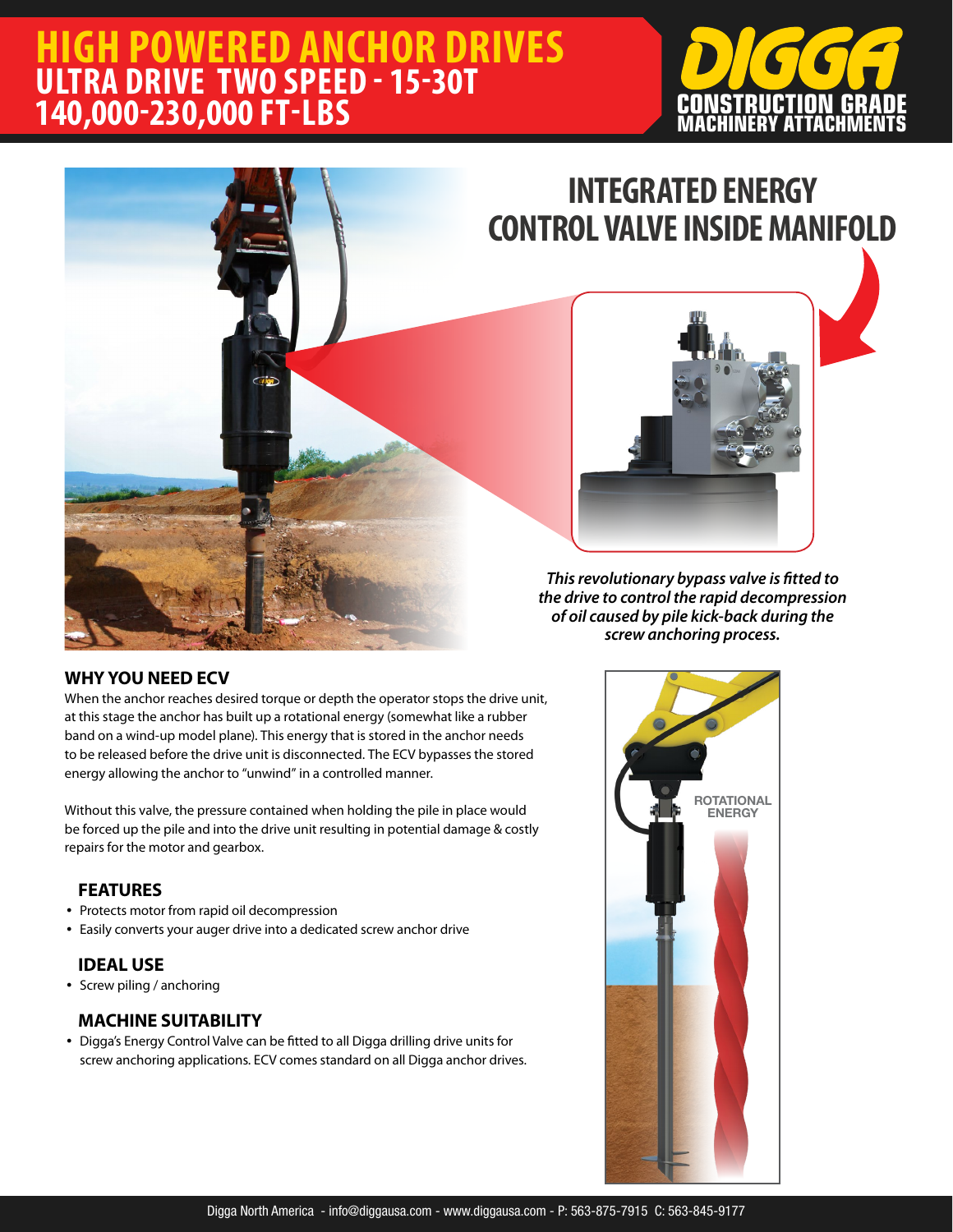# HIGH POWERED ANCHOR DRIVES
## ULTRA DRIVE TWO SPEED - 15-30T
## 140,000-230,000 FT-LBS

DIGGA
CONSTRUCTION GRADE MACHINERY ATTACHMENTS

## INTEGRATED ENERGY CONTROL VALVE INSIDE MANIFOLD

*This revolutionary bypass valve is fitted to the drive to control the rapid decompression of oil caused by pile kick-back during the screw anchoring process.*

### WHY YOU NEED ECV

When the anchor reaches desired torque or depth the operator stops the drive unit, at this stage the anchor has built up a rotational energy (somewhat like a rubber band on a wind-up model plane). This energy that is stored in the anchor needs to be released before the drive unit is disconnected. The ECV bypasses the stored energy allowing the anchor to "unwind" in a controlled manner.

Without this valve, the pressure contained when holding the pile in place would be forced up the pile and into the drive unit resulting in potential damage & costly repairs for the motor and gearbox.

### FEATURES

- Protects motor from rapid oil decompression
- Easily converts your auger drive into a dedicated screw anchor drive

### IDEAL USE

- Screw piling / anchoring

### MACHINE SUITABILITY

- Digga's Energy Control Valve can be fitted to all Digga drilling drive units for screw anchoring applications. ECV comes standard on all Digga anchor drives.

ROTATIONAL ENERGY

Digga North America - info@diggausa.com - www.diggausa.com - P: 563-875-7915 C: 563-845-9177